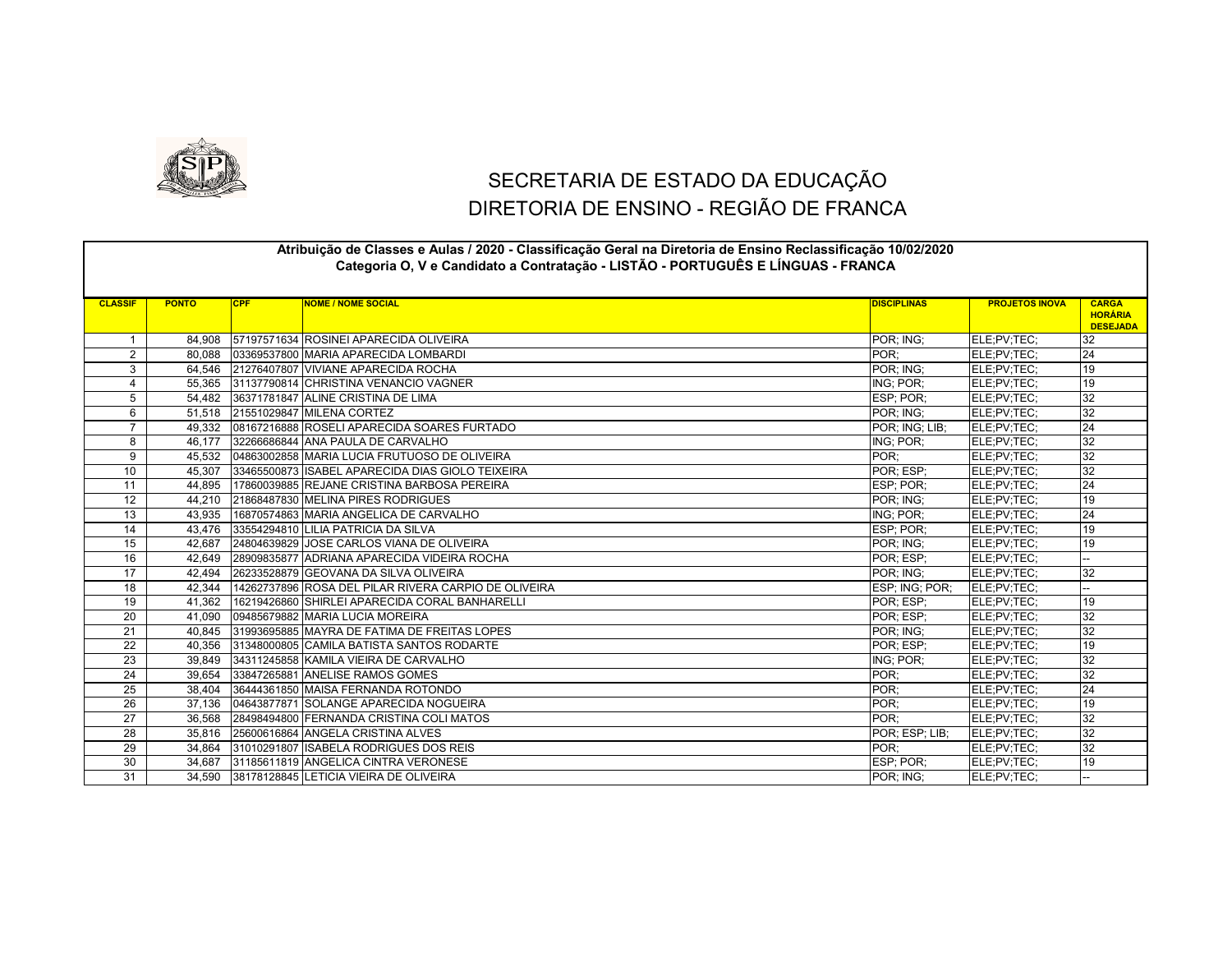# SECRETARIA DE ESTADO DA EDUCAÇÃO
## DIRETORIA DE ENSINO - REGIÃO DE FRANCA

**Atribuição de Classes e Aulas / 2020 - Classificação Geral na Diretoria de Ensino Reclassificação 10/02/2020**
**Categoria O, V e Candidato a Contratação - LISTÃO - PORTUGUÊS E LÍNGUAS - FRANCA**

| CLASSIF | PONTO | CPF | NOME / NOME SOCIAL | DISCIPLINAS | PROJETOS INOVA | CARGA HORÁRIA DESEJADA |
|---|---|---|---|---|---|---|
| 1 | 84,908 | 57197571634 | ROSINEI APARECIDA OLIVEIRA | POR; ING; | ELE;PV;TEC; | 32 |
| 2 | 80,088 | 03369537800 | MARIA APARECIDA LOMBARDI | POR; | ELE;PV;TEC; | 24 |
| 3 | 64,546 | 21276407807 | VIVIANE APARECIDA ROCHA | POR; ING; | ELE;PV;TEC; | 19 |
| 4 | 55,365 | 31137790814 | CHRISTINA VENANCIO VAGNER | ING; POR; | ELE;PV;TEC; | 19 |
| 5 | 54,482 | 36371781847 | ALINE CRISTINA DE LIMA | ESP; POR; | ELE;PV;TEC; | 32 |
| 6 | 51,518 | 21551029847 | MILENA CORTEZ | POR; ING; | ELE;PV;TEC; | 32 |
| 7 | 49,332 | 08167216888 | ROSELI APARECIDA SOARES FURTADO | POR; ING; LIB; | ELE;PV;TEC; | 24 |
| 8 | 46,177 | 32266686844 | ANA PAULA DE CARVALHO | ING; POR; | ELE;PV;TEC; | 32 |
| 9 | 45,532 | 04863002858 | MARIA LUCIA FRUTUOSO DE OLIVEIRA | POR; | ELE;PV;TEC; | 32 |
| 10 | 45,307 | 33465500873 | ISABEL APARECIDA DIAS GIOLO TEIXEIRA | POR; ESP; | ELE;PV;TEC; | 32 |
| 11 | 44,895 | 17860039885 | REJANE CRISTINA BARBOSA PEREIRA | ESP; POR; | ELE;PV;TEC; | 24 |
| 12 | 44,210 | 21868487830 | MELINA PIRES RODRIGUES | POR; ING; | ELE;PV;TEC; | 19 |
| 13 | 43,935 | 16870574863 | MARIA ANGELICA DE CARVALHO | ING; POR; | ELE;PV;TEC; | 24 |
| 14 | 43,476 | 33554294810 | LILIA PATRICIA DA SILVA | ESP; POR; | ELE;PV;TEC; | 19 |
| 15 | 42,687 | 24804639829 | JOSE CARLOS VIANA DE OLIVEIRA | POR; ING; | ELE;PV;TEC; | 19 |
| 16 | 42,649 | 28909835877 | ADRIANA APARECIDA VIDEIRA ROCHA | POR; ESP; | ELE;PV;TEC; | -- |
| 17 | 42,494 | 26233528879 | GEOVANA DA SILVA OLIVEIRA | POR; ING; | ELE;PV;TEC; | 32 |
| 18 | 42,344 | 14262737896 | ROSA DEL PILAR RIVERA CARPIO DE OLIVEIRA | ESP; ING; POR; | ELE;PV;TEC; | -- |
| 19 | 41,362 | 16219426860 | SHIRLEI APARECIDA CORAL BANHARELLI | POR; ESP; | ELE;PV;TEC; | 19 |
| 20 | 41,090 | 09485679882 | MARIA LUCIA MOREIRA | POR; ESP; | ELE;PV;TEC; | 32 |
| 21 | 40,845 | 31993695885 | MAYRA DE FATIMA DE FREITAS LOPES | POR; ING; | ELE;PV;TEC; | 32 |
| 22 | 40,356 | 31348000805 | CAMILA BATISTA SANTOS RODARTE | POR; ESP; | ELE;PV;TEC; | 19 |
| 23 | 39,849 | 34311245858 | KAMILA VIEIRA DE CARVALHO | ING; POR; | ELE;PV;TEC; | 32 |
| 24 | 39,654 | 33847265881 | ANELISE RAMOS GOMES | POR; | ELE;PV;TEC; | 32 |
| 25 | 38,404 | 36444361850 | MAISA FERNANDA ROTONDO | POR; | ELE;PV;TEC; | 24 |
| 26 | 37,136 | 04643877871 | SOLANGE APARECIDA NOGUEIRA | POR; | ELE;PV;TEC; | 19 |
| 27 | 36,568 | 28498494800 | FERNANDA CRISTINA COLI MATOS | POR; | ELE;PV;TEC; | 32 |
| 28 | 35,816 | 25600616864 | ANGELA CRISTINA ALVES | POR; ESP; LIB; | ELE;PV;TEC; | 32 |
| 29 | 34,864 | 31010291807 | ISABELA RODRIGUES DOS REIS | POR; | ELE;PV;TEC; | 32 |
| 30 | 34,687 | 31185611819 | ANGELICA CINTRA VERONESE | ESP; POR; | ELE;PV;TEC; | 19 |
| 31 | 34,590 | 38178128845 | LETICIA VIEIRA DE OLIVEIRA | POR; ING; | ELE;PV;TEC; | -- |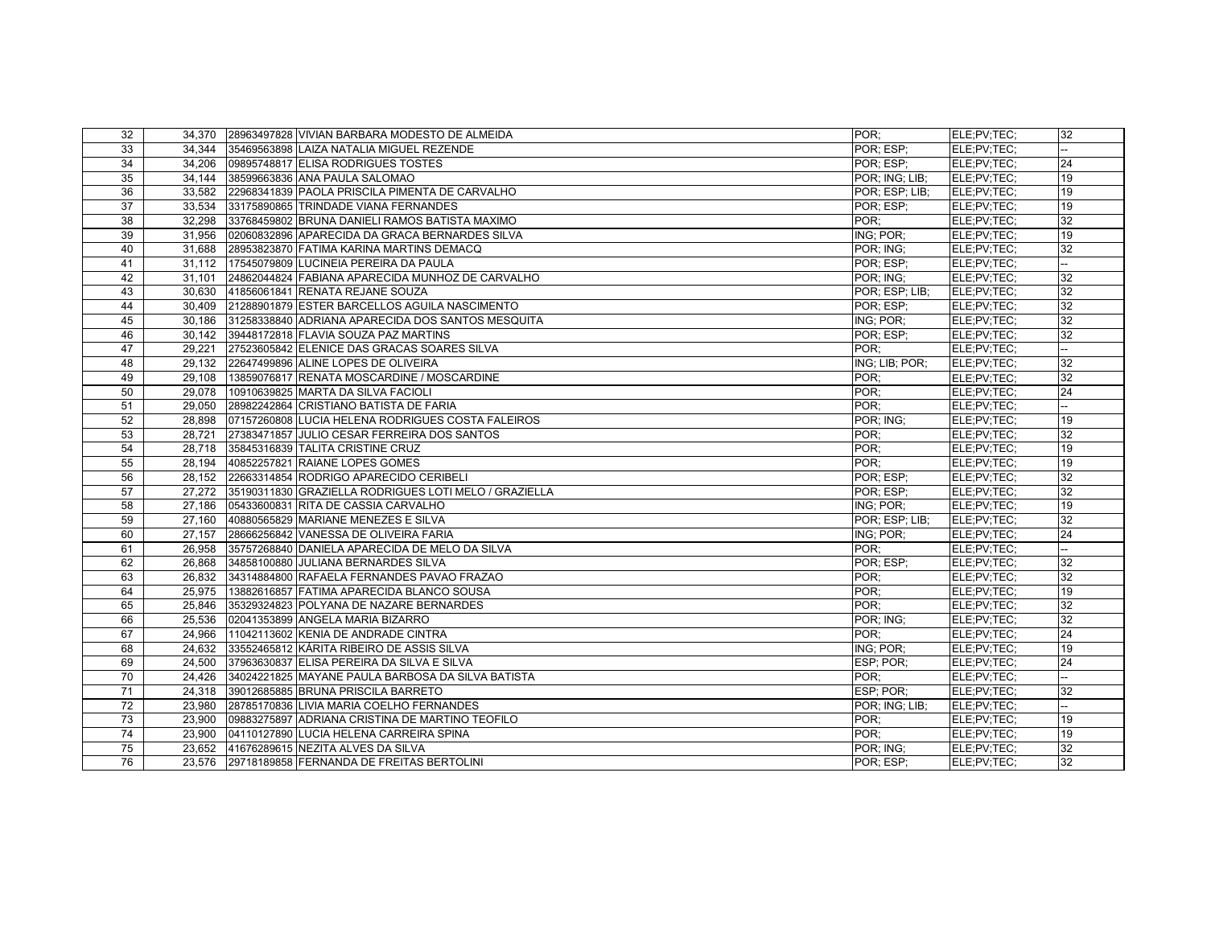| | | | | | | |
|---|---|---|---|---|---|---|
| 32 | 34,370 | 28963497828 | VIVIAN BARBARA MODESTO DE ALMEIDA | POR; | ELE;PV;TEC; | 32 |
| 33 | 34,344 | 35469563898 | LAIZA NATALIA MIGUEL REZENDE | POR; ESP; | ELE;PV;TEC; | -- |
| 34 | 34,206 | 09895748817 | ELISA RODRIGUES TOSTES | POR; ESP; | ELE;PV;TEC; | 24 |
| 35 | 34,144 | 38599663836 | ANA PAULA SALOMAO | POR; ING; LIB; | ELE;PV;TEC; | 19 |
| 36 | 33,582 | 22968341839 | PAOLA PRISCILA PIMENTA DE CARVALHO | POR; ESP; LIB; | ELE;PV;TEC; | 19 |
| 37 | 33,534 | 33175890865 | TRINDADE VIANA FERNANDES | POR; ESP; | ELE;PV;TEC; | 19 |
| 38 | 32,298 | 33768459802 | BRUNA DANIELI RAMOS BATISTA MAXIMO | POR; | ELE;PV;TEC; | 32 |
| 39 | 31,956 | 02060832896 | APARECIDA DA GRACA BERNARDES SILVA | ING; POR; | ELE;PV;TEC; | 19 |
| 40 | 31,688 | 28953823870 | FATIMA KARINA MARTINS DEMACQ | POR; ING; | ELE;PV;TEC; | 32 |
| 41 | 31,112 | 17545079809 | LUCINEIA PEREIRA DA PAULA | POR; ESP; | ELE;PV;TEC; | -- |
| 42 | 31,101 | 24862044824 | FABIANA APARECIDA MUNHOZ DE CARVALHO | POR; ING; | ELE;PV;TEC; | 32 |
| 43 | 30,630 | 41856061841 | RENATA REJANE SOUZA | POR; ESP; LIB; | ELE;PV;TEC; | 32 |
| 44 | 30,409 | 21288901879 | ESTER BARCELLOS AGUILA NASCIMENTO | POR; ESP; | ELE;PV;TEC; | 32 |
| 45 | 30,186 | 31258338840 | ADRIANA APARECIDA DOS SANTOS MESQUITA | ING; POR; | ELE;PV;TEC; | 32 |
| 46 | 30,142 | 39448172818 | FLAVIA SOUZA PAZ MARTINS | POR; ESP; | ELE;PV;TEC; | 32 |
| 47 | 29,221 | 27523605842 | ELENICE DAS GRACAS SOARES SILVA | POR; | ELE;PV;TEC; | -- |
| 48 | 29,132 | 22647499896 | ALINE LOPES DE OLIVEIRA | ING; LIB; POR; | ELE;PV;TEC; | 32 |
| 49 | 29,108 | 13859076817 | RENATA MOSCARDINE / MOSCARDINE | POR; | ELE;PV;TEC; | 32 |
| 50 | 29,078 | 10910639825 | MARTA DA SILVA FACIOLI | POR; | ELE;PV;TEC; | 24 |
| 51 | 29,050 | 28982242864 | CRISTIANO BATISTA DE FARIA | POR; | ELE;PV;TEC; | -- |
| 52 | 28,898 | 07157260808 | LUCIA HELENA RODRIGUES COSTA FALEIROS | POR; ING; | ELE;PV;TEC; | 19 |
| 53 | 28,721 | 27383471857 | JULIO CESAR FERREIRA DOS SANTOS | POR; | ELE;PV;TEC; | 32 |
| 54 | 28,718 | 35845316839 | TALITA CRISTINE CRUZ | POR; | ELE;PV;TEC; | 19 |
| 55 | 28,194 | 40852257821 | RAIANE LOPES GOMES | POR; | ELE;PV;TEC; | 19 |
| 56 | 28,152 | 22663314854 | RODRIGO APARECIDO CERIBELI | POR; ESP; | ELE;PV;TEC; | 32 |
| 57 | 27,272 | 35190311830 | GRAZIELLA RODRIGUES LOTI MELO / GRAZIELLA | POR; ESP; | ELE;PV;TEC; | 32 |
| 58 | 27,186 | 05433600831 | RITA DE CASSIA CARVALHO | ING; POR; | ELE;PV;TEC; | 19 |
| 59 | 27,160 | 40880565829 | MARIANE MENEZES E SILVA | POR; ESP; LIB; | ELE;PV;TEC; | 32 |
| 60 | 27,157 | 28666256842 | VANESSA DE OLIVEIRA FARIA | ING; POR; | ELE;PV;TEC; | 24 |
| 61 | 26,958 | 35757268840 | DANIELA APARECIDA DE MELO DA SILVA | POR; | ELE;PV;TEC; | -- |
| 62 | 26,868 | 34858100880 | JULIANA BERNARDES SILVA | POR; ESP; | ELE;PV;TEC; | 32 |
| 63 | 26,832 | 34314884800 | RAFAELA FERNANDES PAVAO FRAZAO | POR; | ELE;PV;TEC; | 32 |
| 64 | 25,975 | 13882616857 | FATIMA APARECIDA BLANCO SOUSA | POR; | ELE;PV;TEC; | 19 |
| 65 | 25,846 | 35329324823 | POLYANA DE NAZARE BERNARDES | POR; | ELE;PV;TEC; | 32 |
| 66 | 25,536 | 02041353899 | ANGELA MARIA BIZARRO | POR; ING; | ELE;PV;TEC; | 32 |
| 67 | 24,966 | 11042113602 | KENIA DE ANDRADE CINTRA | POR; | ELE;PV;TEC; | 24 |
| 68 | 24,632 | 33552465812 | KÁRITA RIBEIRO DE ASSIS SILVA | ING; POR; | ELE;PV;TEC; | 19 |
| 69 | 24,500 | 37963630837 | ELISA PEREIRA DA SILVA E SILVA | ESP; POR; | ELE;PV;TEC; | 24 |
| 70 | 24,426 | 34024221825 | MAYANE PAULA BARBOSA DA SILVA BATISTA | POR; | ELE;PV;TEC; | -- |
| 71 | 24,318 | 39012685885 | BRUNA PRISCILA BARRETO | ESP; POR; | ELE;PV;TEC; | 32 |
| 72 | 23,980 | 28785170836 | LIVIA MARIA COELHO FERNANDES | POR; ING; LIB; | ELE;PV;TEC; | -- |
| 73 | 23,900 | 09883275897 | ADRIANA CRISTINA DE MARTINO TEOFILO | POR; | ELE;PV;TEC; | 19 |
| 74 | 23,900 | 04110127890 | LUCIA HELENA CARREIRA SPINA | POR; | ELE;PV;TEC; | 19 |
| 75 | 23,652 | 41676289615 | NEZITA ALVES DA SILVA | POR; ING; | ELE;PV;TEC; | 32 |
| 76 | 23,576 | 29718189858 | FERNANDA DE FREITAS BERTOLINI | POR; ESP; | ELE;PV;TEC; | 32 |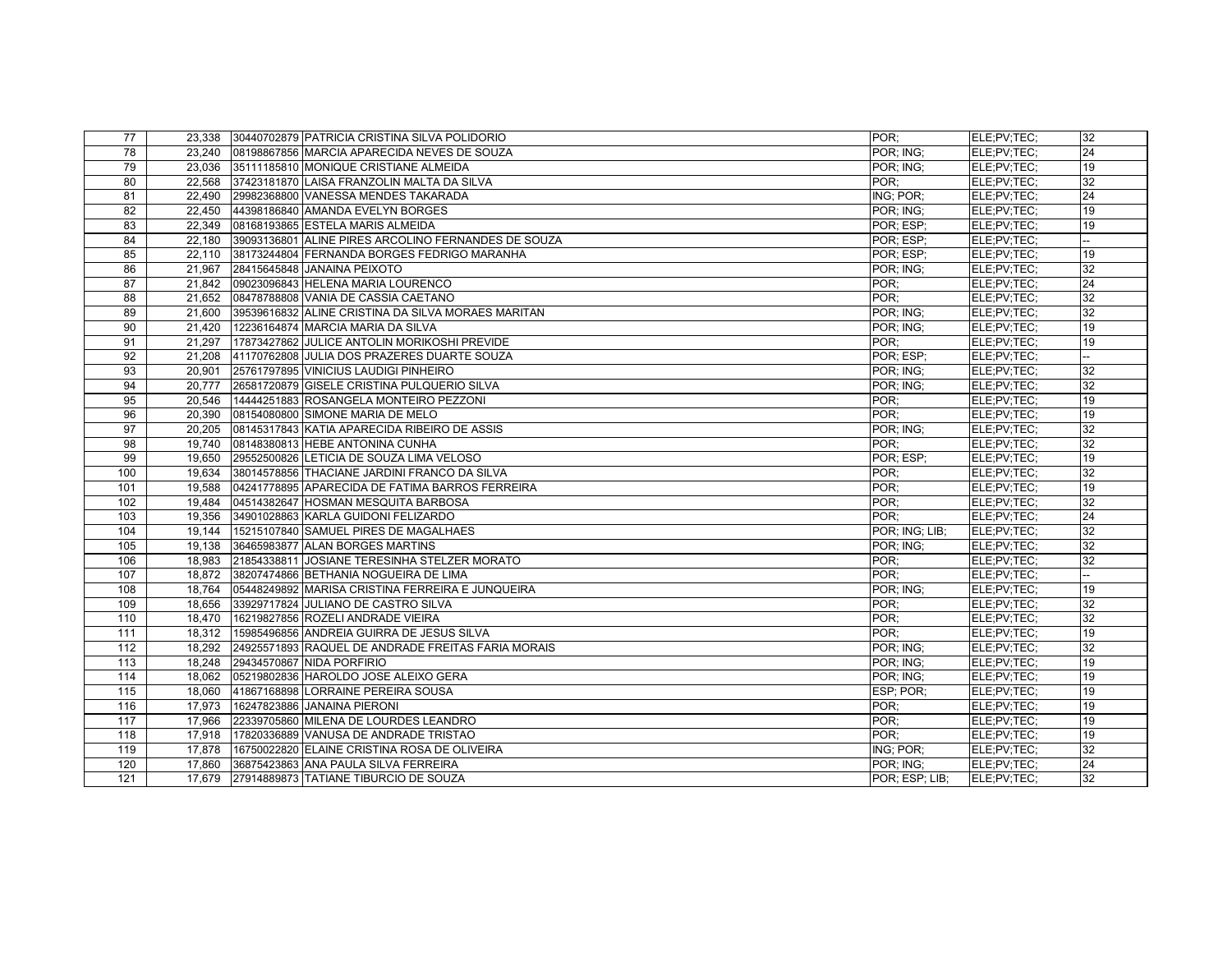| | | | | | | |
|---|---|---|---|---|---|---|
| 77 | 23,338 | 30440702879 | PATRICIA CRISTINA SILVA POLIDORIO | POR; | ELE;PV;TEC; | 32 |
| 78 | 23,240 | 08198867856 | MARCIA APARECIDA NEVES DE SOUZA | POR; ING; | ELE;PV;TEC; | 24 |
| 79 | 23,036 | 35111185810 | MONIQUE CRISTIANE ALMEIDA | POR; ING; | ELE;PV;TEC; | 19 |
| 80 | 22,568 | 37423181870 | LAISA FRANZOLIN MALTA DA SILVA | POR; | ELE;PV;TEC; | 32 |
| 81 | 22,490 | 29982368800 | VANESSA MENDES TAKARADA | ING; POR; | ELE;PV;TEC; | 24 |
| 82 | 22,450 | 44398186840 | AMANDA EVELYN BORGES | POR; ING; | ELE;PV;TEC; | 19 |
| 83 | 22,349 | 08168193865 | ESTELA MARIS ALMEIDA | POR; ESP; | ELE;PV;TEC; | 19 |
| 84 | 22,180 | 39093136801 | ALINE PIRES ARCOLINO FERNANDES DE SOUZA | POR; ESP; | ELE;PV;TEC; | -- |
| 85 | 22,110 | 38173244804 | FERNANDA BORGES FEDRIGO MARANHA | POR; ESP; | ELE;PV;TEC; | 19 |
| 86 | 21,967 | 28415645848 | JANAINA PEIXOTO | POR; ING; | ELE;PV;TEC; | 32 |
| 87 | 21,842 | 09023096843 | HELENA MARIA LOURENCO | POR; | ELE;PV;TEC; | 24 |
| 88 | 21,652 | 08478788808 | VANIA DE CASSIA CAETANO | POR; | ELE;PV;TEC; | 32 |
| 89 | 21,600 | 39539616832 | ALINE CRISTINA DA SILVA MORAES MARITAN | POR; ING; | ELE;PV;TEC; | 32 |
| 90 | 21,420 | 12236164874 | MARCIA MARIA DA SILVA | POR; ING; | ELE;PV;TEC; | 19 |
| 91 | 21,297 | 17873427862 | JULICE ANTOLIN MORIKOSHI PREVIDE | POR; | ELE;PV;TEC; | 19 |
| 92 | 21,208 | 41170762808 | JULIA DOS PRAZERES DUARTE SOUZA | POR; ESP; | ELE;PV;TEC; | -- |
| 93 | 20,901 | 25761797895 | VINICIUS LAUDIGI PINHEIRO | POR; ING; | ELE;PV;TEC; | 32 |
| 94 | 20,777 | 26581720879 | GISELE CRISTINA PULQUERIO SILVA | POR; ING; | ELE;PV;TEC; | 32 |
| 95 | 20,546 | 14444251883 | ROSANGELA MONTEIRO PEZZONI | POR; | ELE;PV;TEC; | 19 |
| 96 | 20,390 | 08154080800 | SIMONE MARIA DE MELO | POR; | ELE;PV;TEC; | 19 |
| 97 | 20,205 | 08145317843 | KATIA APARECIDA RIBEIRO DE ASSIS | POR; ING; | ELE;PV;TEC; | 32 |
| 98 | 19,740 | 08148380813 | HEBE ANTONINA CUNHA | POR; | ELE;PV;TEC; | 32 |
| 99 | 19,650 | 29552500826 | LETICIA DE SOUZA LIMA VELOSO | POR; ESP; | ELE;PV;TEC; | 19 |
| 100 | 19,634 | 38014578856 | THACIANE JARDINI FRANCO DA SILVA | POR; | ELE;PV;TEC; | 32 |
| 101 | 19,588 | 04241778895 | APARECIDA DE FATIMA BARROS FERREIRA | POR; | ELE;PV;TEC; | 19 |
| 102 | 19,484 | 04514382647 | HOSMAN MESQUITA BARBOSA | POR; | ELE;PV;TEC; | 32 |
| 103 | 19,356 | 34901028863 | KARLA GUIDONI FELIZARDO | POR; | ELE;PV;TEC; | 24 |
| 104 | 19,144 | 15215107840 | SAMUEL PIRES DE MAGALHAES | POR; ING; LIB; | ELE;PV;TEC; | 32 |
| 105 | 19,138 | 36465983877 | ALAN BORGES MARTINS | POR; ING; | ELE;PV;TEC; | 32 |
| 106 | 18,983 | 21854338811 | JOSIANE TERESINHA STELZER MORATO | POR; | ELE;PV;TEC; | 32 |
| 107 | 18,872 | 38207474866 | BETHANIA NOGUEIRA DE LIMA | POR; | ELE;PV;TEC; | -- |
| 108 | 18,764 | 05448249892 | MARISA CRISTINA FERREIRA E JUNQUEIRA | POR; ING; | ELE;PV;TEC; | 19 |
| 109 | 18,656 | 33929717824 | JULIANO DE CASTRO SILVA | POR; | ELE;PV;TEC; | 32 |
| 110 | 18,470 | 16219827856 | ROZELI ANDRADE VIEIRA | POR; | ELE;PV;TEC; | 32 |
| 111 | 18,312 | 15985496856 | ANDREIA GUIRRA DE JESUS SILVA | POR; | ELE;PV;TEC; | 19 |
| 112 | 18,292 | 24925571893 | RAQUEL DE ANDRADE FREITAS FARIA MORAIS | POR; ING; | ELE;PV;TEC; | 32 |
| 113 | 18,248 | 29434570867 | NIDA PORFIRIO | POR; ING; | ELE;PV;TEC; | 19 |
| 114 | 18,062 | 05219802836 | HAROLDO JOSE ALEIXO GERA | POR; ING; | ELE;PV;TEC; | 19 |
| 115 | 18,060 | 41867168898 | LORRAINE PEREIRA SOUSA | ESP; POR; | ELE;PV;TEC; | 19 |
| 116 | 17,973 | 16247823886 | JANAINA PIERONI | POR; | ELE;PV;TEC; | 19 |
| 117 | 17,966 | 22339705860 | MILENA DE LOURDES LEANDRO | POR; | ELE;PV;TEC; | 19 |
| 118 | 17,918 | 17820336889 | VANUSA DE ANDRADE TRISTAO | POR; | ELE;PV;TEC; | 19 |
| 119 | 17,878 | 16750022820 | ELAINE CRISTINA ROSA DE OLIVEIRA | ING; POR; | ELE;PV;TEC; | 32 |
| 120 | 17,860 | 36875423863 | ANA PAULA SILVA FERREIRA | POR; ING; | ELE;PV;TEC; | 24 |
| 121 | 17,679 | 27914889873 | TATIANE TIBURCIO DE SOUZA | POR; ESP; LIB; | ELE;PV;TEC; | 32 |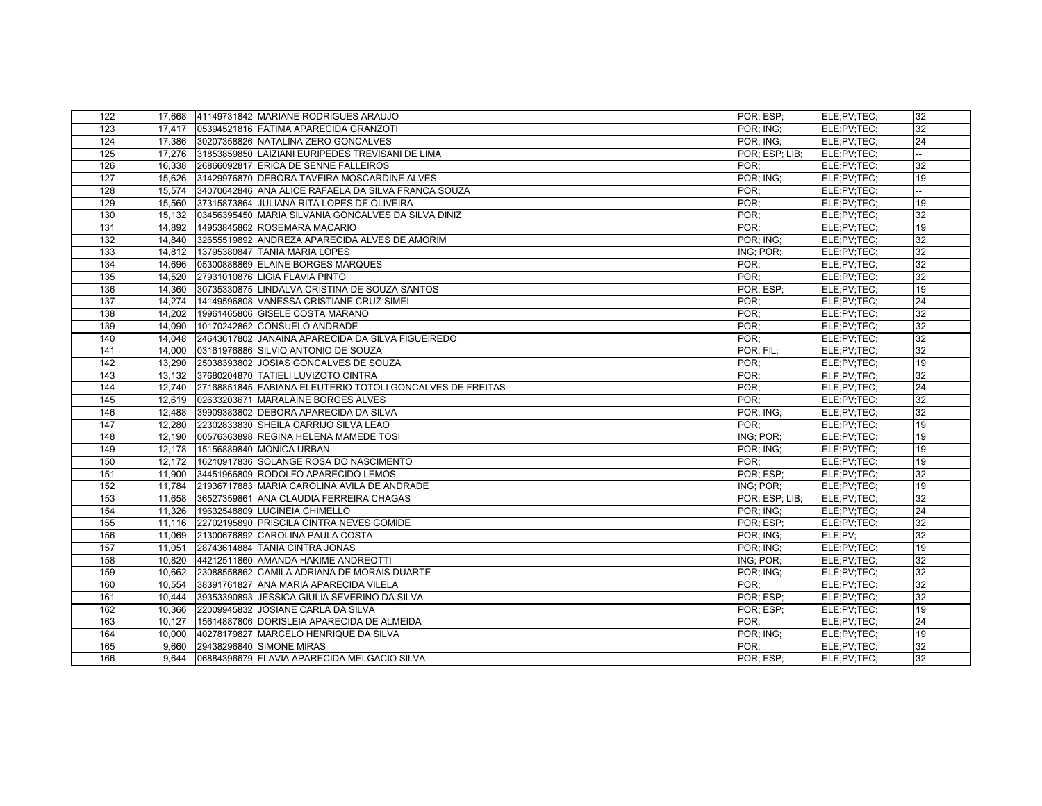| | | | | | | |
|---|---|---|---|---|---|---|
| 122 | 17,668 | 41149731842 | MARIANE RODRIGUES ARAUJO | POR; ESP; | ELE;PV;TEC; | 32 |
| 123 | 17,417 | 05394521816 | FATIMA APARECIDA GRANZOTI | POR; ING; | ELE;PV;TEC; | 32 |
| 124 | 17,386 | 30207358826 | NATALINA ZERO GONCALVES | POR; ING; | ELE;PV;TEC; | 24 |
| 125 | 17,276 | 31853859850 | LAIZIANI EURIPEDES TREVISANI DE LIMA | POR; ESP; LIB; | ELE;PV;TEC; | -- |
| 126 | 16,338 | 26866092817 | ERICA DE SENNE FALLEIROS | POR; | ELE;PV;TEC; | 32 |
| 127 | 15,626 | 31429976870 | DEBORA TAVEIRA MOSCARDINE ALVES | POR; ING; | ELE;PV;TEC; | 19 |
| 128 | 15,574 | 34070642846 | ANA ALICE RAFAELA DA SILVA FRANCA SOUZA | POR; | ELE;PV;TEC; | -- |
| 129 | 15,560 | 37315873864 | JULIANA RITA LOPES DE OLIVEIRA | POR; | ELE;PV;TEC; | 19 |
| 130 | 15,132 | 03456395450 | MARIA SILVANIA GONCALVES DA SILVA DINIZ | POR; | ELE;PV;TEC; | 32 |
| 131 | 14,892 | 14953845862 | ROSEMARA MACARIO | POR; | ELE;PV;TEC; | 19 |
| 132 | 14,840 | 32655519892 | ANDREZA APARECIDA ALVES DE AMORIM | POR; ING; | ELE;PV;TEC; | 32 |
| 133 | 14,812 | 13795380847 | TANIA MARIA LOPES | ING; POR; | ELE;PV;TEC; | 32 |
| 134 | 14,696 | 05300888869 | ELAINE BORGES MARQUES | POR; | ELE;PV;TEC; | 32 |
| 135 | 14,520 | 27931010876 | LIGIA FLAVIA PINTO | POR; | ELE;PV;TEC; | 32 |
| 136 | 14,360 | 30735330875 | LINDALVA CRISTINA DE SOUZA SANTOS | POR; ESP; | ELE;PV;TEC; | 19 |
| 137 | 14,274 | 14149596808 | VANESSA CRISTIANE CRUZ SIMEI | POR; | ELE;PV;TEC; | 24 |
| 138 | 14,202 | 19961465806 | GISELE COSTA MARANO | POR; | ELE;PV;TEC; | 32 |
| 139 | 14,090 | 10170242862 | CONSUELO ANDRADE | POR; | ELE;PV;TEC; | 32 |
| 140 | 14,048 | 24643617802 | JANAINA APARECIDA DA SILVA FIGUEIREDO | POR; | ELE;PV;TEC; | 32 |
| 141 | 14,000 | 03161976886 | SILVIO ANTONIO DE SOUZA | POR; FIL; | ELE;PV;TEC; | 32 |
| 142 | 13,290 | 25038393802 | JOSIAS GONCALVES DE SOUZA | POR; | ELE;PV;TEC; | 19 |
| 143 | 13,132 | 37680204870 | TATIELI LUVIZOTO CINTRA | POR; | ELE;PV;TEC; | 32 |
| 144 | 12,740 | 27168851845 | FABIANA ELEUTERIO TOTOLI GONCALVES DE FREITAS | POR; | ELE;PV;TEC; | 24 |
| 145 | 12,619 | 02633203671 | MARALAINE BORGES ALVES | POR; | ELE;PV;TEC; | 32 |
| 146 | 12,488 | 39909383802 | DEBORA APARECIDA DA SILVA | POR; ING; | ELE;PV;TEC; | 32 |
| 147 | 12,280 | 22302833830 | SHEILA CARRIJO SILVA LEAO | POR; | ELE;PV;TEC; | 19 |
| 148 | 12,190 | 00576363898 | REGINA HELENA MAMEDE TOSI | ING; POR; | ELE;PV;TEC; | 19 |
| 149 | 12,178 | 15156889840 | MONICA URBAN | POR; ING; | ELE;PV;TEC; | 19 |
| 150 | 12,172 | 16210917836 | SOLANGE ROSA DO NASCIMENTO | POR; | ELE;PV;TEC; | 19 |
| 151 | 11,900 | 34451966809 | RODOLFO APARECIDO LEMOS | POR; ESP; | ELE;PV;TEC; | 32 |
| 152 | 11,784 | 21936717883 | MARIA CAROLINA AVILA DE ANDRADE | ING; POR; | ELE;PV;TEC; | 19 |
| 153 | 11,658 | 36527359861 | ANA CLAUDIA FERREIRA CHAGAS | POR; ESP; LIB; | ELE;PV;TEC; | 32 |
| 154 | 11,326 | 19632548809 | LUCINEIA CHIMELLO | POR; ING; | ELE;PV;TEC; | 24 |
| 155 | 11,116 | 22702195890 | PRISCILA CINTRA NEVES GOMIDE | POR; ESP; | ELE;PV;TEC; | 32 |
| 156 | 11,069 | 21300676892 | CAROLINA PAULA COSTA | POR; ING; | ELE;PV; | 32 |
| 157 | 11,051 | 28743614884 | TANIA CINTRA JONAS | POR; ING; | ELE;PV;TEC; | 19 |
| 158 | 10,820 | 44212511860 | AMANDA HAKIME ANDREOTTI | ING; POR; | ELE;PV;TEC; | 32 |
| 159 | 10,662 | 23088558862 | CAMILA ADRIANA DE MORAIS DUARTE | POR; ING; | ELE;PV;TEC; | 32 |
| 160 | 10,554 | 38391761827 | ANA MARIA APARECIDA VILELA | POR; | ELE;PV;TEC; | 32 |
| 161 | 10,444 | 39353390893 | JESSICA GIULIA SEVERINO DA SILVA | POR; ESP; | ELE;PV;TEC; | 32 |
| 162 | 10,366 | 22009945832 | JOSIANE CARLA DA SILVA | POR; ESP; | ELE;PV;TEC; | 19 |
| 163 | 10,127 | 15614887806 | DORISLEIA APARECIDA DE ALMEIDA | POR; | ELE;PV;TEC; | 24 |
| 164 | 10,000 | 40278179827 | MARCELO HENRIQUE DA SILVA | POR; ING; | ELE;PV;TEC; | 19 |
| 165 | 9,660 | 29438296840 | SIMONE MIRAS | POR; | ELE;PV;TEC; | 32 |
| 166 | 9,644 | 06884396679 | FLAVIA APARECIDA MELGACIO SILVA | POR; ESP; | ELE;PV;TEC; | 32 |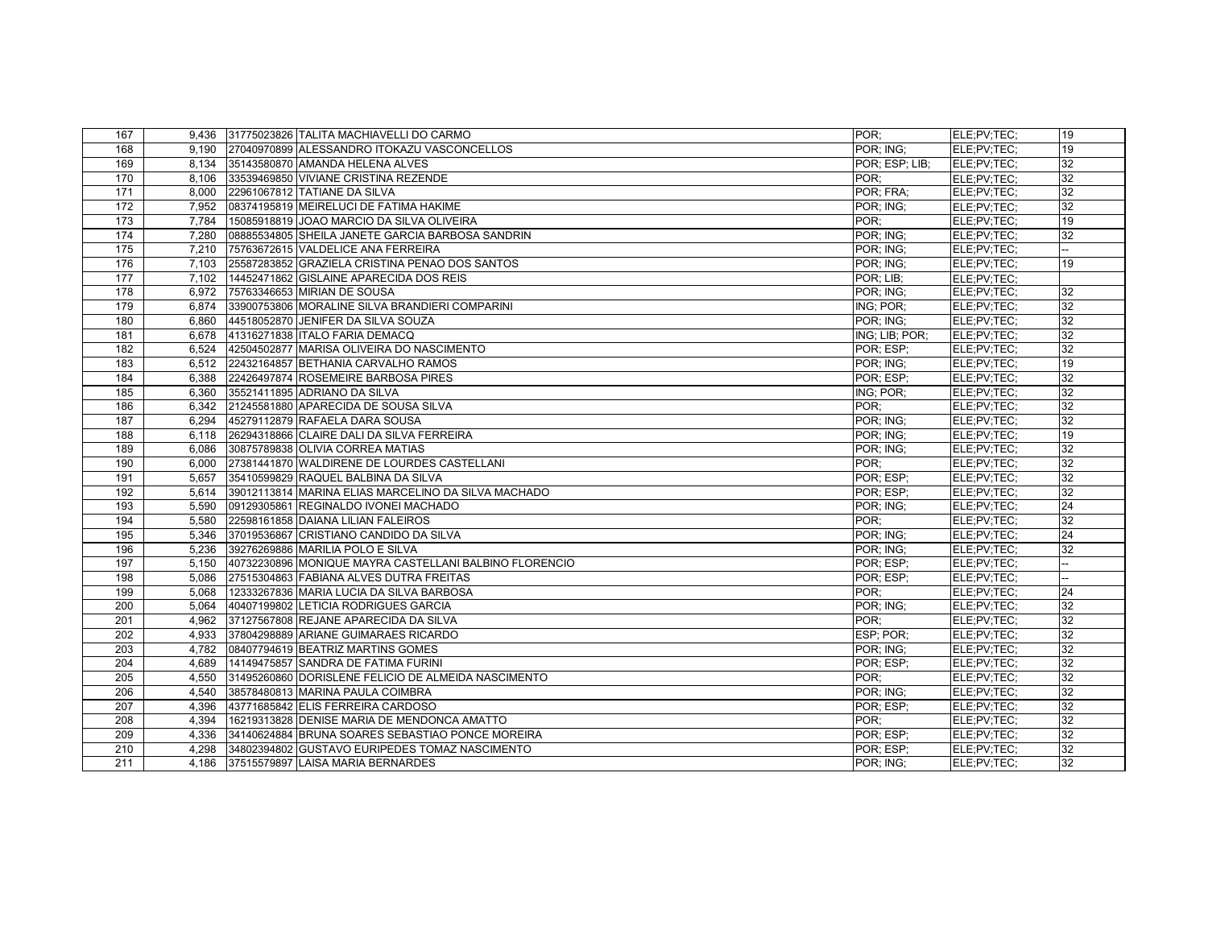| | | | | | | |
|---|---|---|---|---|---|---|
| 167 | 9,436 | 31775023826 | TALITA MACHIAVELLI DO CARMO | POR; | ELE;PV;TEC; | 19 |
| 168 | 9,190 | 27040970899 | ALESSANDRO ITOKAZU VASCONCELLOS | POR; ING; | ELE;PV;TEC; | 19 |
| 169 | 8,134 | 35143580870 | AMANDA HELENA ALVES | POR; ESP; LIB; | ELE;PV;TEC; | 32 |
| 170 | 8,106 | 33539469850 | VIVIANE CRISTINA REZENDE | POR; | ELE;PV;TEC; | 32 |
| 171 | 8,000 | 22961067812 | TATIANE DA SILVA | POR; FRA; | ELE;PV;TEC; | 32 |
| 172 | 7,952 | 08374195819 | MEIRELUCI DE FATIMA HAKIME | POR; ING; | ELE;PV;TEC; | 32 |
| 173 | 7,784 | 15085918819 | JOAO MARCIO DA SILVA OLIVEIRA | POR; | ELE;PV;TEC; | 19 |
| 174 | 7,280 | 08885534805 | SHEILA JANETE GARCIA BARBOSA SANDRIN | POR; ING; | ELE;PV;TEC; | 32 |
| 175 | 7,210 | 75763672615 | VALDELICE ANA FERREIRA | POR; ING; | ELE;PV;TEC; | -- |
| 176 | 7,103 | 25587283852 | GRAZIELA CRISTINA PENAO DOS SANTOS | POR; ING; | ELE;PV;TEC; | 19 |
| 177 | 7,102 | 14452471862 | GISLAINE APARECIDA DOS REIS | POR; LIB; | ELE;PV;TEC; | |
| 178 | 6,972 | 75763346653 | MIRIAN DE SOUSA | POR; ING; | ELE;PV;TEC; | 32 |
| 179 | 6,874 | 33900753806 | MORALINE SILVA BRANDIERI COMPARINI | ING; POR; | ELE;PV;TEC; | 32 |
| 180 | 6,860 | 44518052870 | JENIFER DA SILVA SOUZA | POR; ING; | ELE;PV;TEC; | 32 |
| 181 | 6,678 | 41316271838 | ITALO FARIA DEMACQ | ING; LIB; POR; | ELE;PV;TEC; | 32 |
| 182 | 6,524 | 42504502877 | MARISA OLIVEIRA DO NASCIMENTO | POR; ESP; | ELE;PV;TEC; | 32 |
| 183 | 6,512 | 22432164857 | BETHANIA CARVALHO RAMOS | POR; ING; | ELE;PV;TEC; | 19 |
| 184 | 6,388 | 22426497874 | ROSEMEIRE BARBOSA PIRES | POR; ESP; | ELE;PV;TEC; | 32 |
| 185 | 6,360 | 35521411895 | ADRIANO DA SILVA | ING; POR; | ELE;PV;TEC; | 32 |
| 186 | 6,342 | 21245581880 | APARECIDA DE SOUSA SILVA | POR; | ELE;PV;TEC; | 32 |
| 187 | 6,294 | 45279112879 | RAFAELA DARA SOUSA | POR; ING; | ELE;PV;TEC; | 32 |
| 188 | 6,118 | 26294318866 | CLAIRE DALI DA SILVA FERREIRA | POR; ING; | ELE;PV;TEC; | 19 |
| 189 | 6,086 | 30875789838 | OLIVIA CORREA MATIAS | POR; ING; | ELE;PV;TEC; | 32 |
| 190 | 6,000 | 27381441870 | WALDIRENE DE LOURDES CASTELLANI | POR; | ELE;PV;TEC; | 32 |
| 191 | 5,657 | 35410599829 | RAQUEL BALBINA DA SILVA | POR; ESP; | ELE;PV;TEC; | 32 |
| 192 | 5,614 | 39012113814 | MARINA ELIAS MARCELINO DA SILVA MACHADO | POR; ESP; | ELE;PV;TEC; | 32 |
| 193 | 5,590 | 09129305861 | REGINALDO IVONEI MACHADO | POR; ING; | ELE;PV;TEC; | 24 |
| 194 | 5,580 | 22598161858 | DAIANA LILIAN FALEIROS | POR; | ELE;PV;TEC; | 32 |
| 195 | 5,346 | 37019536867 | CRISTIANO CANDIDO DA SILVA | POR; ING; | ELE;PV;TEC; | 24 |
| 196 | 5,236 | 39276269886 | MARILIA POLO E SILVA | POR; ING; | ELE;PV;TEC; | 32 |
| 197 | 5,150 | 40732230896 | MONIQUE MAYRA CASTELLANI BALBINO FLORENCIO | POR; ESP; | ELE;PV;TEC; | -- |
| 198 | 5,086 | 27515304863 | FABIANA ALVES DUTRA FREITAS | POR; ESP; | ELE;PV;TEC; | -- |
| 199 | 5,068 | 12333267836 | MARIA LUCIA DA SILVA BARBOSA | POR; | ELE;PV;TEC; | 24 |
| 200 | 5,064 | 40407199802 | LETICIA RODRIGUES GARCIA | POR; ING; | ELE;PV;TEC; | 32 |
| 201 | 4,962 | 37127567808 | REJANE APARECIDA DA SILVA | POR; | ELE;PV;TEC; | 32 |
| 202 | 4,933 | 37804298889 | ARIANE GUIMARAES RICARDO | ESP; POR; | ELE;PV;TEC; | 32 |
| 203 | 4,782 | 08407794619 | BEATRIZ MARTINS GOMES | POR; ING; | ELE;PV;TEC; | 32 |
| 204 | 4,689 | 14149475857 | SANDRA DE FATIMA FURINI | POR; ESP; | ELE;PV;TEC; | 32 |
| 205 | 4,550 | 31495260860 | DORISLENE FELICIO DE ALMEIDA NASCIMENTO | POR; | ELE;PV;TEC; | 32 |
| 206 | 4,540 | 38578480813 | MARINA PAULA COIMBRA | POR; ING; | ELE;PV;TEC; | 32 |
| 207 | 4,396 | 43771685842 | ELIS FERREIRA CARDOSO | POR; ESP; | ELE;PV;TEC; | 32 |
| 208 | 4,394 | 16219313828 | DENISE MARIA DE MENDONCA AMATTO | POR; | ELE;PV;TEC; | 32 |
| 209 | 4,336 | 34140624884 | BRUNA SOARES SEBASTIAO PONCE MOREIRA | POR; ESP; | ELE;PV;TEC; | 32 |
| 210 | 4,298 | 34802394802 | GUSTAVO EURIPEDES TOMAZ NASCIMENTO | POR; ESP; | ELE;PV;TEC; | 32 |
| 211 | 4,186 | 37515579897 | LAISA MARIA BERNARDES | POR; ING; | ELE;PV;TEC; | 32 |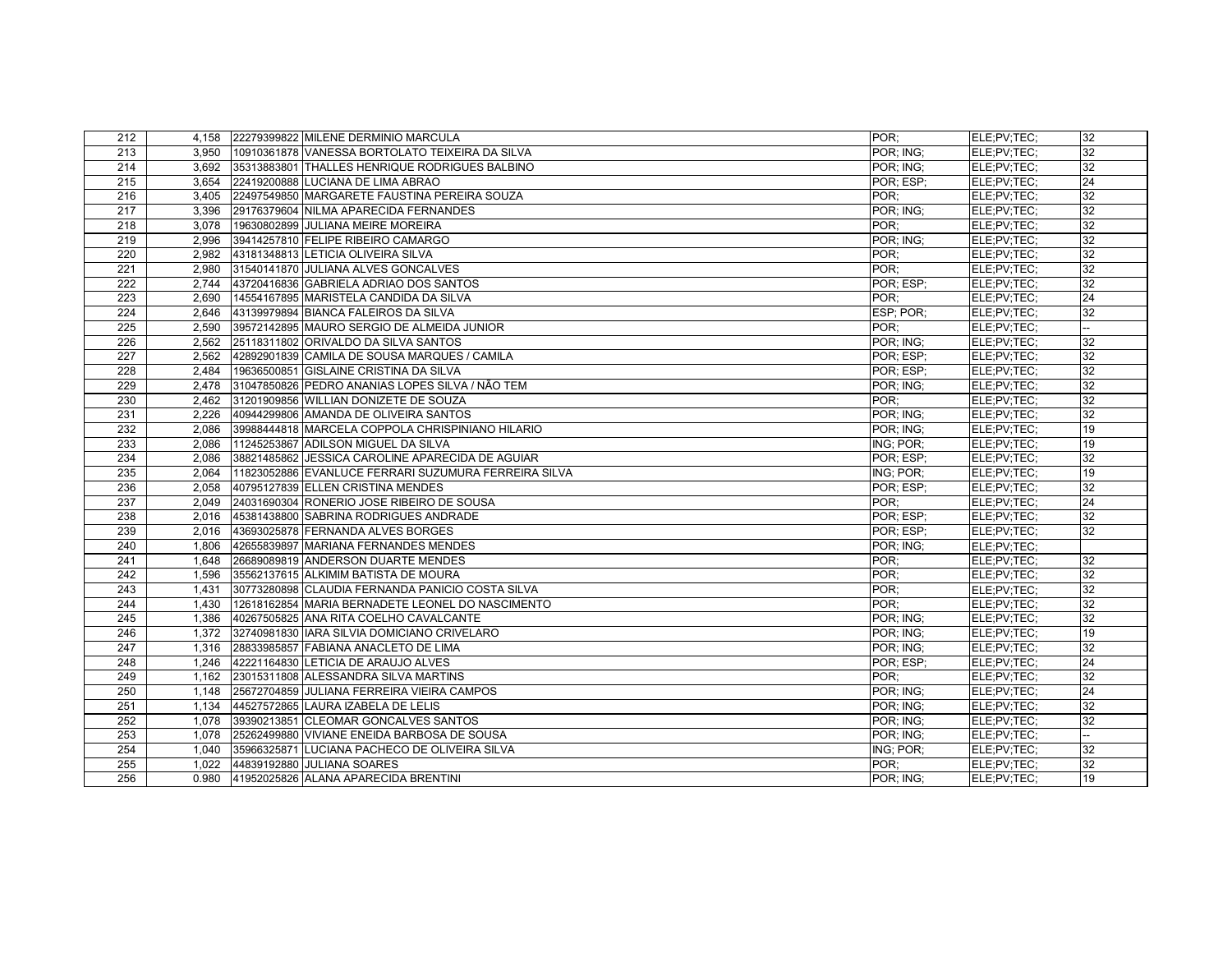| | | | | | | |
|---|---|---|---|---|---|---|
| 212 | 4,158 | 22279399822 | MILENE DERMINIO MARCULA | POR; | ELE;PV;TEC; | 32 |
| 213 | 3,950 | 10910361878 | VANESSA BORTOLATO TEIXEIRA DA SILVA | POR; ING; | ELE;PV;TEC; | 32 |
| 214 | 3,692 | 35313883801 | THALLES HENRIQUE RODRIGUES BALBINO | POR; ING; | ELE;PV;TEC; | 32 |
| 215 | 3,654 | 22419200888 | LUCIANA DE LIMA ABRAO | POR; ESP; | ELE;PV;TEC; | 24 |
| 216 | 3,405 | 22497549850 | MARGARETE FAUSTINA PEREIRA SOUZA | POR; | ELE;PV;TEC; | 32 |
| 217 | 3,396 | 29176379604 | NILMA APARECIDA FERNANDES | POR; ING; | ELE;PV;TEC; | 32 |
| 218 | 3,078 | 19630802899 | JULIANA MEIRE MOREIRA | POR; | ELE;PV;TEC; | 32 |
| 219 | 2,996 | 39414257810 | FELIPE RIBEIRO CAMARGO | POR; ING; | ELE;PV;TEC; | 32 |
| 220 | 2,982 | 43181348813 | LETICIA OLIVEIRA SILVA | POR; | ELE;PV;TEC; | 32 |
| 221 | 2,980 | 31540141870 | JULIANA ALVES GONCALVES | POR; | ELE;PV;TEC; | 32 |
| 222 | 2,744 | 43720416836 | GABRIELA ADRIAO DOS SANTOS | POR; ESP; | ELE;PV;TEC; | 32 |
| 223 | 2,690 | 14554167895 | MARISTELA CANDIDA DA SILVA | POR; | ELE;PV;TEC; | 24 |
| 224 | 2,646 | 43139979894 | BIANCA FALEIROS DA SILVA | ESP; POR; | ELE;PV;TEC; | 32 |
| 225 | 2,590 | 39572142895 | MAURO SERGIO DE ALMEIDA JUNIOR | POR; | ELE;PV;TEC; | -- |
| 226 | 2,562 | 25118311802 | ORIVALDO DA SILVA SANTOS | POR; ING; | ELE;PV;TEC; | 32 |
| 227 | 2,562 | 42892901839 | CAMILA DE SOUSA MARQUES / CAMILA | POR; ESP; | ELE;PV;TEC; | 32 |
| 228 | 2,484 | 19636500851 | GISLAINE CRISTINA DA SILVA | POR; ESP; | ELE;PV;TEC; | 32 |
| 229 | 2,478 | 31047850826 | PEDRO ANANIAS LOPES SILVA / NÃO TEM | POR; ING; | ELE;PV;TEC; | 32 |
| 230 | 2,462 | 31201909856 | WILLIAN DONIZETE DE SOUZA | POR; | ELE;PV;TEC; | 32 |
| 231 | 2,226 | 40944299806 | AMANDA DE OLIVEIRA SANTOS | POR; ING; | ELE;PV;TEC; | 32 |
| 232 | 2,086 | 39988444818 | MARCELA COPPOLA CHRISPINIANO HILARIO | POR; ING; | ELE;PV;TEC; | 19 |
| 233 | 2,086 | 11245253867 | ADILSON MIGUEL DA SILVA | ING; POR; | ELE;PV;TEC; | 19 |
| 234 | 2,086 | 38821485862 | JESSICA CAROLINE APARECIDA DE AGUIAR | POR; ESP; | ELE;PV;TEC; | 32 |
| 235 | 2,064 | 11823052886 | EVANLUCE FERRARI SUZUMURA FERREIRA SILVA | ING; POR; | ELE;PV;TEC; | 19 |
| 236 | 2,058 | 40795127839 | ELLEN CRISTINA MENDES | POR; ESP; | ELE;PV;TEC; | 32 |
| 237 | 2,049 | 24031690304 | RONERIO JOSE RIBEIRO DE SOUSA | POR; | ELE;PV;TEC; | 24 |
| 238 | 2,016 | 45381438800 | SABRINA RODRIGUES ANDRADE | POR; ESP; | ELE;PV;TEC; | 32 |
| 239 | 2,016 | 43693025878 | FERNANDA ALVES BORGES | POR; ESP; | ELE;PV;TEC; | 32 |
| 240 | 1,806 | 42655839897 | MARIANA FERNANDES MENDES | POR; ING; | ELE;PV;TEC; | |
| 241 | 1,648 | 26689089819 | ANDERSON DUARTE MENDES | POR; | ELE;PV;TEC; | 32 |
| 242 | 1,596 | 35562137615 | ALKIMIM BATISTA DE MOURA | POR; | ELE;PV;TEC; | 32 |
| 243 | 1,431 | 30773280898 | CLAUDIA FERNANDA PANICIO COSTA SILVA | POR; | ELE;PV;TEC; | 32 |
| 244 | 1,430 | 12618162854 | MARIA BERNADETE LEONEL DO NASCIMENTO | POR; | ELE;PV;TEC; | 32 |
| 245 | 1,386 | 40267505825 | ANA RITA COELHO CAVALCANTE | POR; ING; | ELE;PV;TEC; | 32 |
| 246 | 1,372 | 32740981830 | IARA SILVIA DOMICIANO CRIVELARO | POR; ING; | ELE;PV;TEC; | 19 |
| 247 | 1,316 | 28833985857 | FABIANA ANACLETO DE LIMA | POR; ING; | ELE;PV;TEC; | 32 |
| 248 | 1,246 | 42221164830 | LETICIA DE ARAUJO ALVES | POR; ESP; | ELE;PV;TEC; | 24 |
| 249 | 1,162 | 23015311808 | ALESSANDRA SILVA MARTINS | POR; | ELE;PV;TEC; | 32 |
| 250 | 1,148 | 25672704859 | JULIANA FERREIRA VIEIRA CAMPOS | POR; ING; | ELE;PV;TEC; | 24 |
| 251 | 1,134 | 44527572865 | LAURA IZABELA DE LELIS | POR; ING; | ELE;PV;TEC; | 32 |
| 252 | 1,078 | 39390213851 | CLEOMAR GONCALVES SANTOS | POR; ING; | ELE;PV;TEC; | 32 |
| 253 | 1,078 | 25262499880 | VIVIANE ENEIDA BARBOSA DE SOUSA | POR; ING; | ELE;PV;TEC; | -- |
| 254 | 1,040 | 35966325871 | LUCIANA PACHECO DE OLIVEIRA SILVA | ING; POR; | ELE;PV;TEC; | 32 |
| 255 | 1,022 | 44839192880 | JULIANA SOARES | POR; | ELE;PV;TEC; | 32 |
| 256 | 0.980 | 41952025826 | ALANA APARECIDA BRENTINI | POR; ING; | ELE;PV;TEC; | 19 |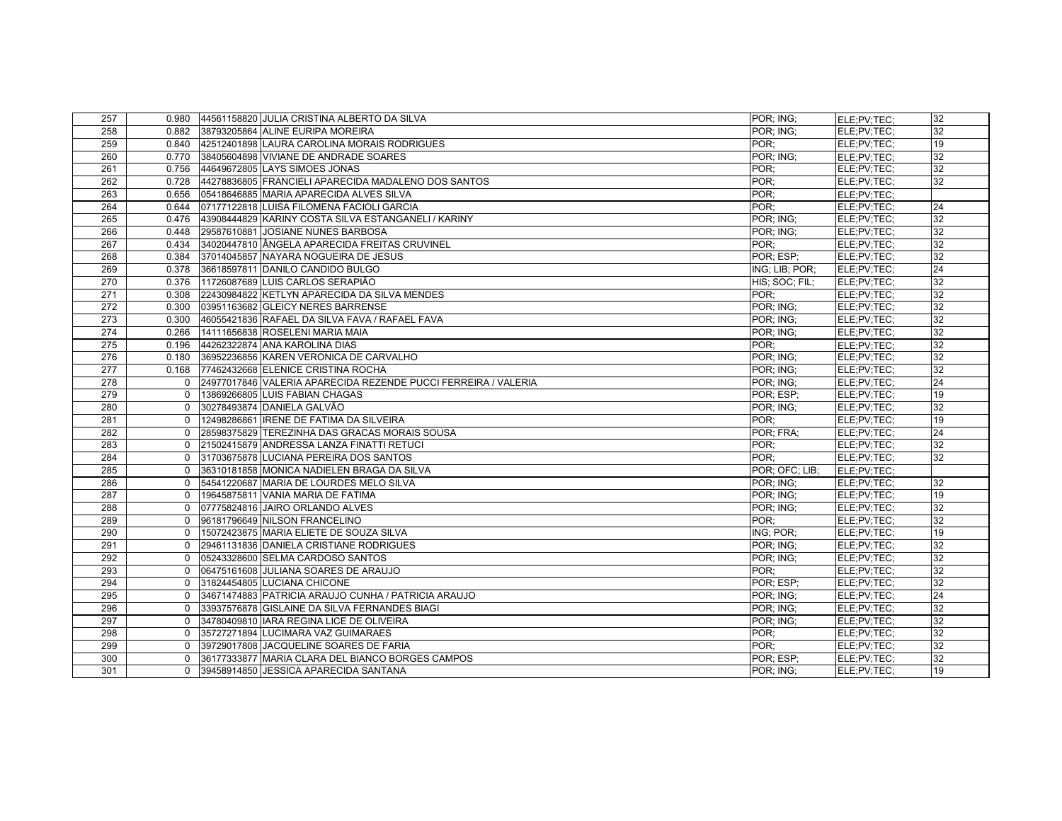| 257 | 0.980 | 44561158820 | JULIA CRISTINA ALBERTO DA SILVA | POR; ING; | ELE;PV;TEC; | 32 |
|---|---|---|---|---|---|---|
| 258 | 0.882 | 38793205864 | ALINE EURIPA MOREIRA | POR; ING; | ELE;PV;TEC; | 32 |
| 259 | 0.840 | 42512401898 | LAURA CAROLINA MORAIS RODRIGUES | POR; | ELE;PV;TEC; | 19 |
| 260 | 0.770 | 38405604898 | VIVIANE DE ANDRADE SOARES | POR; ING; | ELE;PV;TEC; | 32 |
| 261 | 0.756 | 44649672805 | LAYS SIMOES JONAS | POR; | ELE;PV;TEC; | 32 |
| 262 | 0.728 | 44278836805 | FRANCIELI APARECIDA MADALENO DOS SANTOS | POR; | ELE;PV;TEC; | 32 |
| 263 | 0.656 | 05418646885 | MARIA APARECIDA ALVES SILVA | POR; | ELE;PV;TEC; | |
| 264 | 0.644 | 07177122818 | LUISA FILOMENA FACIOLI GARCIA | POR; | ELE;PV;TEC; | 24 |
| 265 | 0.476 | 43908444829 | KARINY COSTA SILVA ESTANGANELI / KARINY | POR; ING; | ELE;PV;TEC; | 32 |
| 266 | 0.448 | 29587610881 | JOSIANE NUNES BARBOSA | POR; ING; | ELE;PV;TEC; | 32 |
| 267 | 0.434 | 34020447810 | ÂNGELA APARECIDA FREITAS CRUVINEL | POR; | ELE;PV;TEC; | 32 |
| 268 | 0.384 | 37014045857 | NAYARA NOGUEIRA DE JESUS | POR; ESP; | ELE;PV;TEC; | 32 |
| 269 | 0.378 | 36618597811 | DANILO CANDIDO BULGO | ING; LIB; POR; | ELE;PV;TEC; | 24 |
| 270 | 0.376 | 11726087689 | LUIS CARLOS SERAPIÃO | HIS; SOC; FIL; | ELE;PV;TEC; | 32 |
| 271 | 0.308 | 22430984822 | KETLYN APARECIDA DA SILVA MENDES | POR; | ELE;PV;TEC; | 32 |
| 272 | 0.300 | 03951163682 | GLEICY NERES BARRENSE | POR; ING; | ELE;PV;TEC; | 32 |
| 273 | 0.300 | 46055421836 | RAFAEL DA SILVA FAVA / RAFAEL FAVA | POR; ING; | ELE;PV;TEC; | 32 |
| 274 | 0.266 | 14111656838 | ROSELENI MARIA MAIA | POR; ING; | ELE;PV;TEC; | 32 |
| 275 | 0.196 | 44262322874 | ANA KAROLINA DIAS | POR; | ELE;PV;TEC; | 32 |
| 276 | 0.180 | 36952236856 | KAREN VERONICA DE CARVALHO | POR; ING; | ELE;PV;TEC; | 32 |
| 277 | 0.168 | 77462432668 | ELENICE CRISTINA ROCHA | POR; ING; | ELE;PV;TEC; | 32 |
| 278 | 0 | 24977017846 | VALERIA APARECIDA REZENDE PUCCI FERREIRA / VALERIA | POR; ING; | ELE;PV;TEC; | 24 |
| 279 | 0 | 13869266805 | LUIS FABIAN CHAGAS | POR; ESP; | ELE;PV;TEC; | 19 |
| 280 | 0 | 30278493874 | DANIELA GALVÃO | POR; ING; | ELE;PV;TEC; | 32 |
| 281 | 0 | 12498286861 | IRENE DE FATIMA DA SILVEIRA | POR; | ELE;PV;TEC; | 19 |
| 282 | 0 | 28598375829 | TEREZINHA DAS GRACAS MORAIS SOUSA | POR; FRA; | ELE;PV;TEC; | 24 |
| 283 | 0 | 21502415879 | ANDRESSA LANZA FINATTI RETUCI | POR; | ELE;PV;TEC; | 32 |
| 284 | 0 | 31703675878 | LUCIANA PEREIRA DOS SANTOS | POR; | ELE;PV;TEC; | 32 |
| 285 | 0 | 36310181858 | MONICA NADIELEN BRAGA DA SILVA | POR; OFC; LIB; | ELE;PV;TEC; | |
| 286 | 0 | 54541220687 | MARIA DE LOURDES MELO SILVA | POR; ING; | ELE;PV;TEC; | 32 |
| 287 | 0 | 19645875811 | VANIA MARIA DE FATIMA | POR; ING; | ELE;PV;TEC; | 19 |
| 288 | 0 | 07775824816 | JAIRO ORLANDO ALVES | POR; ING; | ELE;PV;TEC; | 32 |
| 289 | 0 | 96181796649 | NILSON FRANCELINO | POR; | ELE;PV;TEC; | 32 |
| 290 | 0 | 15072423875 | MARIA ELIETE DE SOUZA SILVA | ING; POR; | ELE;PV;TEC; | 19 |
| 291 | 0 | 29461131836 | DANIELA CRISTIANE RODRIGUES | POR; ING; | ELE;PV;TEC; | 32 |
| 292 | 0 | 05243328600 | SELMA CARDOSO SANTOS | POR; ING; | ELE;PV;TEC; | 32 |
| 293 | 0 | 06475161608 | JULIANA SOARES DE ARAUJO | POR; | ELE;PV;TEC; | 32 |
| 294 | 0 | 31824454805 | LUCIANA CHICONE | POR; ESP; | ELE;PV;TEC; | 32 |
| 295 | 0 | 34671474883 | PATRICIA ARAUJO CUNHA / PATRICIA ARAUJO | POR; ING; | ELE;PV;TEC; | 24 |
| 296 | 0 | 33937576878 | GISLAINE DA SILVA FERNANDES BIAGI | POR; ING; | ELE;PV;TEC; | 32 |
| 297 | 0 | 34780409810 | IARA REGINA LICE DE OLIVEIRA | POR; ING; | ELE;PV;TEC; | 32 |
| 298 | 0 | 35727271894 | LUCIMARA VAZ GUIMARAES | POR; | ELE;PV;TEC; | 32 |
| 299 | 0 | 39729017808 | JACQUELINE SOARES DE FARIA | POR; | ELE;PV;TEC; | 32 |
| 300 | 0 | 36177333877 | MARIA CLARA DEL BIANCO BORGES CAMPOS | POR; ESP; | ELE;PV;TEC; | 32 |
| 301 | 0 | 39458914850 | JESSICA APARECIDA SANTANA | POR; ING; | ELE;PV;TEC; | 19 |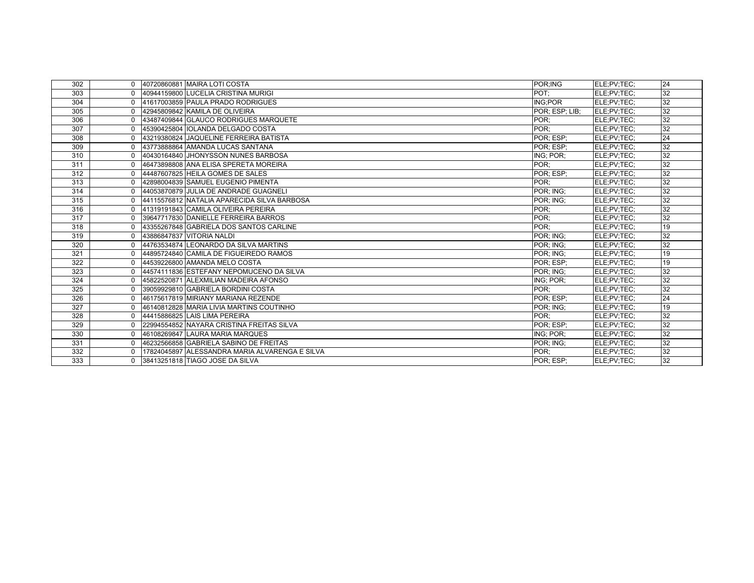| | | | | | | |
|---|---|---|---|---|---|---|
| 302 | 0 | 40720860881 | MAIRA LOTI COSTA | POR;ING | ELE;PV;TEC; | 24 |
| 303 | 0 | 40944159800 | LUCELIA CRISTINA MURIGI | POT; | ELE;PV;TEC; | 32 |
| 304 | 0 | 41617003859 | PAULA PRADO RODRIGUES | ING;POR | ELE;PV;TEC; | 32 |
| 305 | 0 | 42945809842 | KAMILA DE OLIVEIRA | POR; ESP; LIB; | ELE;PV;TEC; | 32 |
| 306 | 0 | 43487409844 | GLAUCO RODRIGUES MARQUETE | POR; | ELE;PV;TEC; | 32 |
| 307 | 0 | 45390425804 | IOLANDA DELGADO COSTA | POR; | ELE;PV;TEC; | 32 |
| 308 | 0 | 43219380824 | JAQUELINE FERREIRA BATISTA | POR; ESP; | ELE;PV;TEC; | 24 |
| 309 | 0 | 43773888864 | AMANDA LUCAS SANTANA | POR; ESP; | ELE;PV;TEC; | 32 |
| 310 | 0 | 40430164840 | JHONYSSON NUNES BARBOSA | ING; POR; | ELE;PV;TEC; | 32 |
| 311 | 0 | 46473898808 | ANA ELISA SPERETA MOREIRA | POR; | ELE;PV;TEC; | 32 |
| 312 | 0 | 44487607825 | HEILA GOMES DE SALES | POR; ESP; | ELE;PV;TEC; | 32 |
| 313 | 0 | 42898004839 | SAMUEL EUGENIO PIMENTA | POR; | ELE;PV;TEC; | 32 |
| 314 | 0 | 44053870879 | JULIA DE ANDRADE GUAGNELI | POR; ING; | ELE;PV;TEC; | 32 |
| 315 | 0 | 44115576812 | NATALIA APARECIDA SILVA BARBOSA | POR; ING; | ELE;PV;TEC; | 32 |
| 316 | 0 | 41319191843 | CAMILA OLIVEIRA PEREIRA | POR; | ELE;PV;TEC; | 32 |
| 317 | 0 | 39647717830 | DANIELLE FERREIRA BARROS | POR; | ELE;PV;TEC; | 32 |
| 318 | 0 | 43355267848 | GABRIELA DOS SANTOS CARLINE | POR; | ELE;PV;TEC; | 19 |
| 319 | 0 | 43886847837 | VITORIA NALDI | POR; ING; | ELE;PV;TEC; | 32 |
| 320 | 0 | 44763534874 | LEONARDO DA SILVA MARTINS | POR; ING; | ELE;PV;TEC; | 32 |
| 321 | 0 | 44895724840 | CAMILA DE FIGUEIREDO RAMOS | POR; ING; | ELE;PV;TEC; | 19 |
| 322 | 0 | 44539226800 | AMANDA MELO COSTA | POR; ESP; | ELE;PV;TEC; | 19 |
| 323 | 0 | 44574111836 | ESTEFANY NEPOMUCENO DA SILVA | POR; ING; | ELE;PV;TEC; | 32 |
| 324 | 0 | 45822520871 | ALEXMILIAN MADEIRA AFONSO | ING; POR; | ELE;PV;TEC; | 32 |
| 325 | 0 | 39059929810 | GABRIELA BORDINI COSTA | POR; | ELE;PV;TEC; | 32 |
| 326 | 0 | 46175617819 | MIRIANY MARIANA REZENDE | POR; ESP; | ELE;PV;TEC; | 24 |
| 327 | 0 | 46140812828 | MARIA LIVIA MARTINS COUTINHO | POR; ING; | ELE;PV;TEC; | 19 |
| 328 | 0 | 44415886825 | LAIS LIMA PEREIRA | POR; | ELE;PV;TEC; | 32 |
| 329 | 0 | 22994554852 | NAYARA CRISTINA FREITAS SILVA | POR; ESP; | ELE;PV;TEC; | 32 |
| 330 | 0 | 46108269847 | LAURA MARIA MARQUES | ING; POR; | ELE;PV;TEC; | 32 |
| 331 | 0 | 46232566858 | GABRIELA SABINO DE FREITAS | POR; ING; | ELE;PV;TEC; | 32 |
| 332 | 0 | 17824045897 | ALESSANDRA MARIA ALVARENGA E SILVA | POR; | ELE;PV;TEC; | 32 |
| 333 | 0 | 38413251818 | TIAGO JOSE DA SILVA | POR; ESP; | ELE;PV;TEC; | 32 |